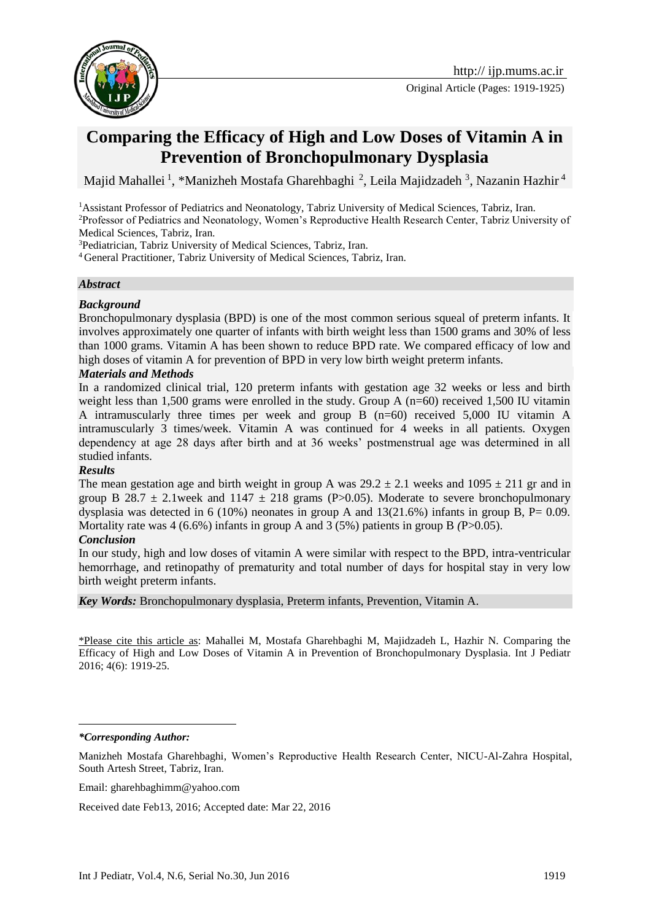# Comparing the Efficacy of High and Low Doses of Vitamin A in Prevention of Bronchopulmonary Dysplasia

Majid Mahallei [1], *Manizheh Mostafa Gharehbaghi [2], Leila Majidzadeh [3], Nazanin Hazhir [4]

[1]Assistant Professor of Pediatrics and Neonatology, Tabriz University of Medical Sciences, Tabriz, Iran.
[2]Professor of Pediatrics and Neonatology, Women's Reproductive Health Research Center, Tabriz University of Medical Sciences, Tabriz, Iran.
[3]Pediatrician, Tabriz University of Medical Sciences, Tabriz, Iran.
[4]General Practitioner, Tabriz University of Medical Sciences, Tabriz, Iran.

## *Abstract*

### *Background*

Bronchopulmonary dysplasia (BPD) is one of the most common serious squeal of preterm infants. It involves approximately one quarter of infants with birth weight less than 1500 grams and 30% of less than 1000 grams. Vitamin A has been shown to reduce BPD rate. We compared efficacy of low and high doses of vitamin A for prevention of BPD in very low birth weight preterm infants.

### *Materials and Methods*

In a randomized clinical trial, 120 preterm infants with gestation age 32 weeks or less and birth weight less than 1,500 grams were enrolled in the study. Group A (n=60) received 1,500 IU vitamin A intramuscularly three times per week and group B (n=60) received 5,000 IU vitamin A intramuscularly 3 times/week. Vitamin A was continued for 4 weeks in all patients. Oxygen dependency at age 28 days after birth and at 36 weeks' postmenstrual age was determined in all studied infants.

### *Results*

The mean gestation age and birth weight in group A was $29.2 \pm 2.1$ weeks and $1095 \pm 211$ gr and in group B $28.7 \pm 2.1$week and $1147 \pm 218$ grams ($P>0.05$). Moderate to severe bronchopulmonary dysplasia was detected in 6 (10%) neonates in group A and 13(21.6%) infants in group B, $P= 0.09$. Mortality rate was 4 (6.6%) infants in group A and 3 (5%) patients in group B *(*$P>0.05$).

### *Conclusion*

In our study, high and low doses of vitamin A were similar with respect to the BPD, intra-ventricular hemorrhage, and retinopathy of prematurity and total number of days for hospital stay in very low birth weight preterm infants.

***Key Words:*** Bronchopulmonary dysplasia, Preterm infants, Prevention, Vitamin A.

\*Please cite this article as: Mahallei M, Mostafa Gharehbaghi M, Majidzadeh L, Hazhir N. Comparing the Efficacy of High and Low Doses of Vitamin A in Prevention of Bronchopulmonary Dysplasia. Int J Pediatr 2016; 4(6): 1919-25.

***\*Corresponding Author:***

Manizheh Mostafa Gharehbaghi, Women's Reproductive Health Research Center, NICU-Al-Zahra Hospital, South Artesh Street, Tabriz, Iran.

Email: gharehbaghimm@yahoo.com

Received date Feb13, 2016; Accepted date: Mar 22, 2016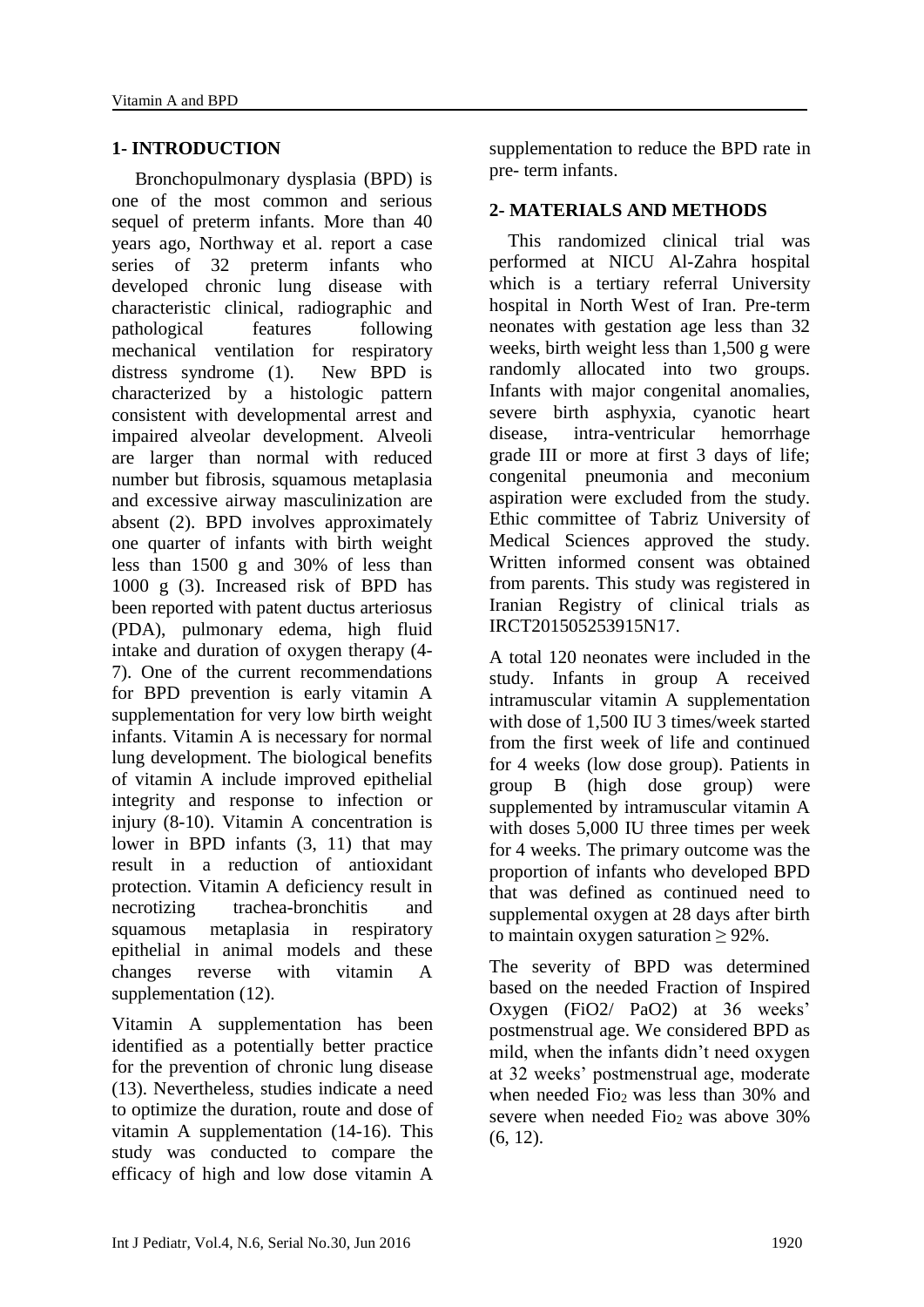## 1- INTRODUCTION

Bronchopulmonary dysplasia (BPD) is one of the most common and serious sequel of preterm infants. More than 40 years ago, Northway et al. report a case series of 32 preterm infants who developed chronic lung disease with characteristic clinical, radiographic and pathological features following mechanical ventilation for respiratory distress syndrome (1). New BPD is characterized by a histologic pattern consistent with developmental arrest and impaired alveolar development. Alveoli are larger than normal with reduced number but fibrosis, squamous metaplasia and excessive airway masculinization are absent (2). BPD involves approximately one quarter of infants with birth weight less than 1500 g and 30% of less than 1000 g (3). Increased risk of BPD has been reported with patent ductus arteriosus (PDA), pulmonary edema, high fluid intake and duration of oxygen therapy (4-7). One of the current recommendations for BPD prevention is early vitamin A supplementation for very low birth weight infants. Vitamin A is necessary for normal lung development. The biological benefits of vitamin A include improved epithelial integrity and response to infection or injury (8-10). Vitamin A concentration is lower in BPD infants (3, 11) that may result in a reduction of antioxidant protection. Vitamin A deficiency result in necrotizing trachea-bronchitis and squamous metaplasia in respiratory epithelial in animal models and these changes reverse with vitamin A supplementation (12).

Vitamin A supplementation has been identified as a potentially better practice for the prevention of chronic lung disease (13). Nevertheless, studies indicate a need to optimize the duration, route and dose of vitamin A supplementation (14-16). This study was conducted to compare the efficacy of high and low dose vitamin A supplementation to reduce the BPD rate in pre- term infants.

## 2- MATERIALS AND METHODS

This randomized clinical trial was performed at NICU Al-Zahra hospital which is a tertiary referral University hospital in North West of Iran. Pre-term neonates with gestation age less than 32 weeks, birth weight less than 1,500 g were randomly allocated into two groups. Infants with major congenital anomalies, severe birth asphyxia, cyanotic heart disease, intra-ventricular hemorrhage grade III or more at first 3 days of life; congenital pneumonia and meconium aspiration were excluded from the study. Ethic committee of Tabriz University of Medical Sciences approved the study. Written informed consent was obtained from parents. This study was registered in Iranian Registry of clinical trials as IRCT201505253915N17.

A total 120 neonates were included in the study. Infants in group A received intramuscular vitamin A supplementation with dose of 1,500 IU 3 times/week started from the first week of life and continued for 4 weeks (low dose group). Patients in group B (high dose group) were supplemented by intramuscular vitamin A with doses 5,000 IU three times per week for 4 weeks. The primary outcome was the proportion of infants who developed BPD that was defined as continued need to supplemental oxygen at 28 days after birth to maintain oxygen saturation ≥ 92%.

The severity of BPD was determined based on the needed Fraction of Inspired Oxygen ($FiO_2$/ $PaO_2$) at 36 weeks' postmenstrual age. We considered BPD as mild, when the infants didn't need oxygen at 32 weeks' postmenstrual age, moderate when needed $Fio_2$ was less than 30% and severe when needed $Fio_2$ was above 30% (6, 12).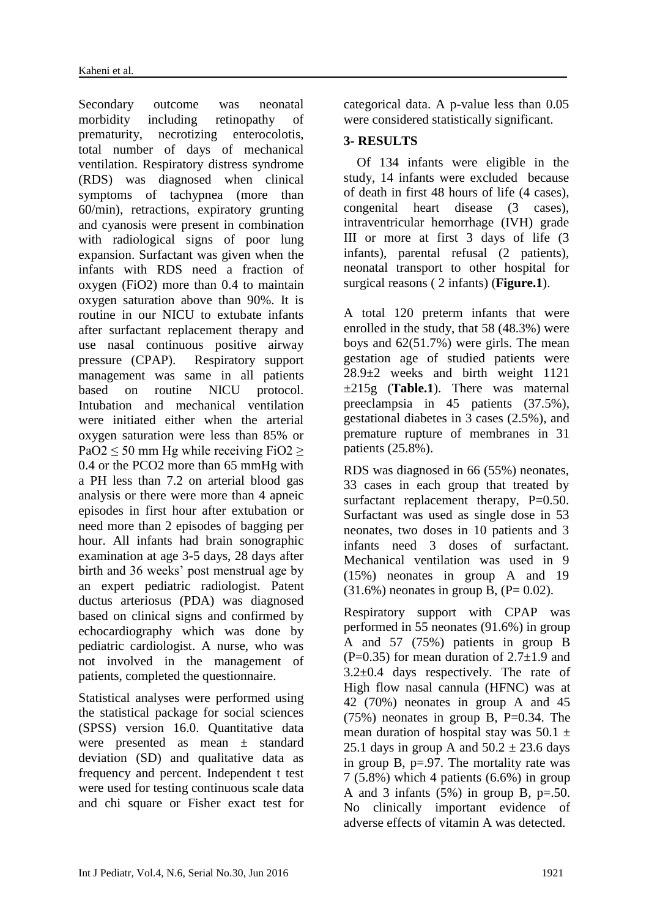Secondary outcome was neonatal morbidity including retinopathy of prematurity, necrotizing enterocolotis, total number of days of mechanical ventilation. Respiratory distress syndrome (RDS) was diagnosed when clinical symptoms of tachypnea (more than 60/min), retractions, expiratory grunting and cyanosis were present in combination with radiological signs of poor lung expansion. Surfactant was given when the infants with RDS need a fraction of oxygen (FiO2) more than 0.4 to maintain oxygen saturation above than 90%. It is routine in our NICU to extubate infants after surfactant replacement therapy and use nasal continuous positive airway pressure (CPAP). Respiratory support management was same in all patients based on routine NICU protocol. Intubation and mechanical ventilation were initiated either when the arterial oxygen saturation were less than 85% or $PaO_2 \leq 50$ mm Hg while receiving $FiO_2 \geq 0.4$ or the $PCO_2$ more than 65 mmHg with a PH less than 7.2 on arterial blood gas analysis or there were more than 4 apneic episodes in first hour after extubation or need more than 2 episodes of bagging per hour. All infants had brain sonographic examination at age 3-5 days, 28 days after birth and 36 weeks' post menstrual age by an expert pediatric radiologist. Patent ductus arteriosus (PDA) was diagnosed based on clinical signs and confirmed by echocardiography which was done by pediatric cardiologist. A nurse, who was not involved in the management of patients, completed the questionnaire.

Statistical analyses were performed using the statistical package for social sciences (SPSS) version 16.0. Quantitative data were presented as mean ± standard deviation (SD) and qualitative data as frequency and percent. Independent t test were used for testing continuous scale data and chi square or Fisher exact test for categorical data. A p-value less than 0.05 were considered statistically significant.

## 3- RESULTS

Of 134 infants were eligible in the study, 14 infants were excluded because of death in first 48 hours of life (4 cases), congenital heart disease (3 cases), intraventricular hemorrhage (IVH) grade III or more at first 3 days of life (3 infants), parental refusal (2 patients), neonatal transport to other hospital for surgical reasons ( 2 infants) (**Figure.1**).

A total 120 preterm infants that were enrolled in the study, that 58 (48.3%) were boys and 62(51.7%) were girls. The mean gestation age of studied patients were 28.9±2 weeks and birth weight 1121 ±215g (**Table.1**). There was maternal preeclampsia in 45 patients (37.5%), gestational diabetes in 3 cases (2.5%), and premature rupture of membranes in 31 patients (25.8%).

RDS was diagnosed in 66 (55%) neonates, 33 cases in each group that treated by surfactant replacement therapy, P=0.50. Surfactant was used as single dose in 53 neonates, two doses in 10 patients and 3 infants need 3 doses of surfactant. Mechanical ventilation was used in 9 (15%) neonates in group A and 19 (31.6%) neonates in group B, (P= 0.02).

Respiratory support with CPAP was performed in 55 neonates (91.6%) in group A and 57 (75%) patients in group B (P=0.35) for mean duration of 2.7±1.9 and 3.2±0.4 days respectively. The rate of High flow nasal cannula (HFNC) was at 42 (70%) neonates in group A and 45 (75%) neonates in group B, P=0.34. The mean duration of hospital stay was 50.1 ± 25.1 days in group A and 50.2 ± 23.6 days in group B, p=.97. The mortality rate was 7 (5.8%) which 4 patients (6.6%) in group A and 3 infants (5%) in group B, p=.50. No clinically important evidence of adverse effects of vitamin A was detected.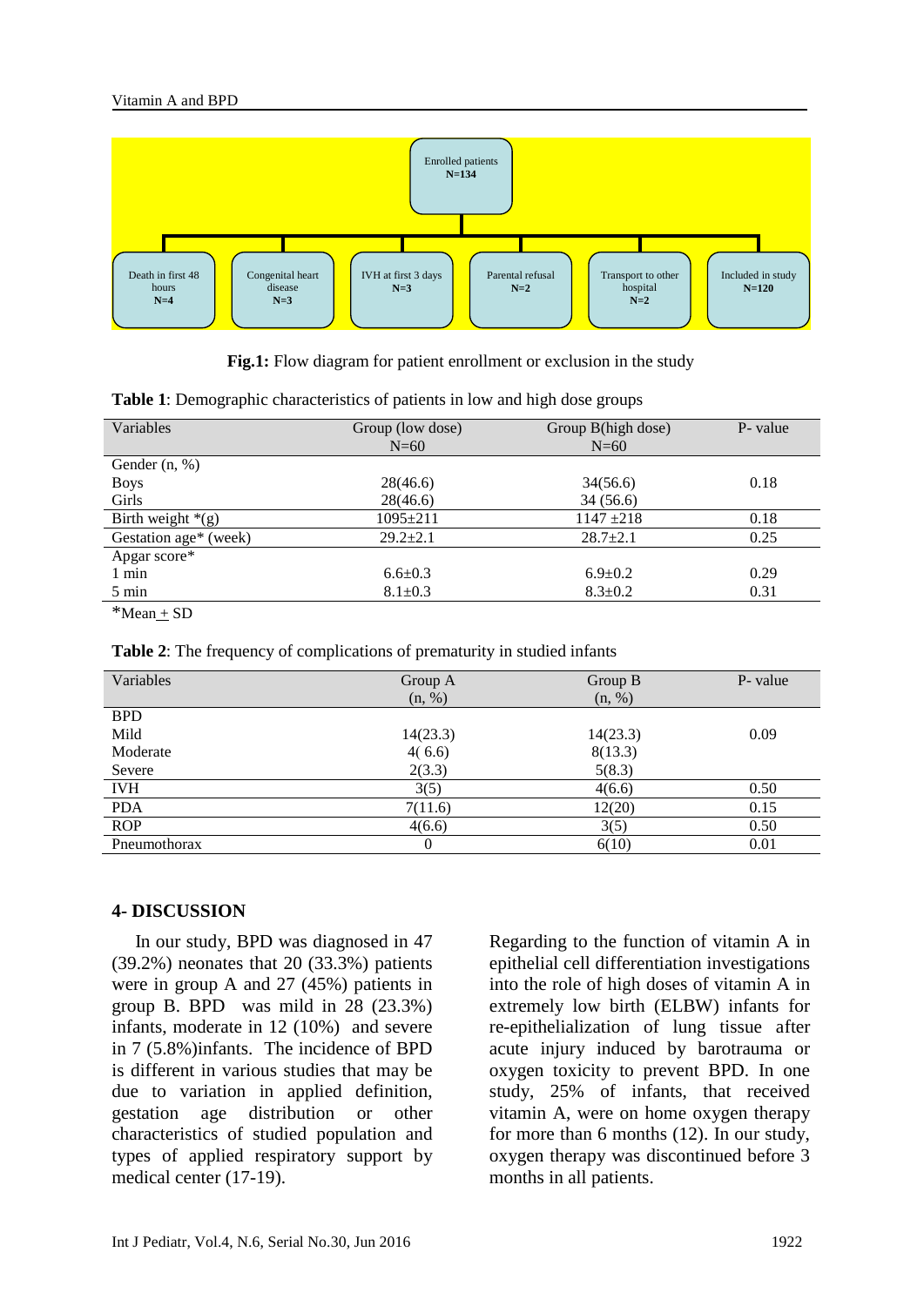Enrolled patients
N=134

- Death in first 48 hours N=4
- Congenital heart disease N=3
- IVH at first 3 days N=3
- Parental refusal N=2
- Transport to other hospital N=2
- Included in study N=120

**Fig.1:** Flow diagram for patient enrollment or exclusion in the study

**Table 1**: Demographic characteristics of patients in low and high dose groups

| Variables | Group (low dose) N=60 | Group B(high dose) N=60 | P- value |
|---|---|---|---|
| Gender (n, %) | | | |
| Boys | 28(46.6) | 34(56.6) | 0.18 |
| Girls | 28(46.6) | 34 (56.6) | |
| Birth weight *(g) | 1095±211 | 1147 ±218 | 0.18 |
| Gestation age* (week) | 29.2±2.1 | 28.7±2.1 | 0.25 |
| Apgar score* | | | |
| 1 min | 6.6±0.3 | 6.9±0.2 | 0.29 |
| 5 min | 8.1±0.3 | 8.3±0.2 | 0.31 |

*Mean ± SD

**Table 2**: The frequency of complications of prematurity in studied infants

| Variables | Group A (n, %) | Group B (n, %) | P- value |
|---|---|---|---|
| BPD | | | |
| Mild | 14(23.3) | 14(23.3) | 0.09 |
| Moderate | 4( 6.6) | 8(13.3) | |
| Severe | 2(3.3) | 5(8.3) | |
| IVH | 3(5) | 4(6.6) | 0.50 |
| PDA | 7(11.6) | 12(20) | 0.15 |
| ROP | 4(6.6) | 3(5) | 0.50 |
| Pneumothorax | 0 | 6(10) | 0.01 |

## 4- DISCUSSION

In our study, BPD was diagnosed in 47 (39.2%) neonates that 20 (33.3%) patients were in group A and 27 (45%) patients in group B. BPD was mild in 28 (23.3%) infants, moderate in 12 (10%) and severe in 7 (5.8%)infants. The incidence of BPD is different in various studies that may be due to variation in applied definition, gestation age distribution or other characteristics of studied population and types of applied respiratory support by medical center (17-19).

Regarding to the function of vitamin A in epithelial cell differentiation investigations into the role of high doses of vitamin A in extremely low birth (ELBW) infants for re-epithelialization of lung tissue after acute injury induced by barotrauma or oxygen toxicity to prevent BPD. In one study, 25% of infants, that received vitamin A, were on home oxygen therapy for more than 6 months (12). In our study, oxygen therapy was discontinued before 3 months in all patients.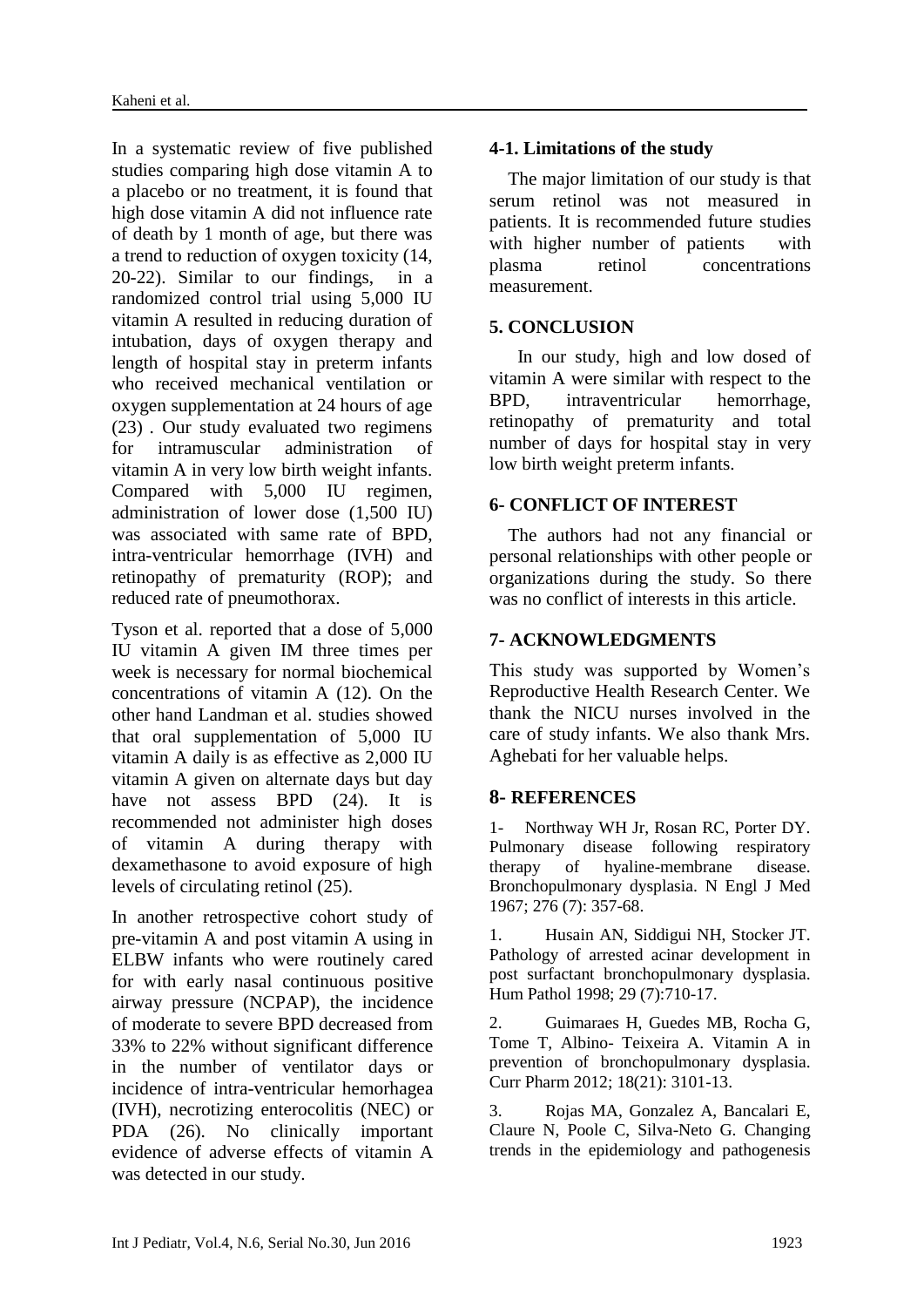In a systematic review of five published studies comparing high dose vitamin A to a placebo or no treatment, it is found that high dose vitamin A did not influence rate of death by 1 month of age, but there was a trend to reduction of oxygen toxicity (14, 20-22). Similar to our findings, in a randomized control trial using 5,000 IU vitamin A resulted in reducing duration of intubation, days of oxygen therapy and length of hospital stay in preterm infants who received mechanical ventilation or oxygen supplementation at 24 hours of age (23) . Our study evaluated two regimens for intramuscular administration of vitamin A in very low birth weight infants. Compared with 5,000 IU regimen, administration of lower dose (1,500 IU) was associated with same rate of BPD, intra-ventricular hemorrhage (IVH) and retinopathy of prematurity (ROP); and reduced rate of pneumothorax.

Tyson et al. reported that a dose of 5,000 IU vitamin A given IM three times per week is necessary for normal biochemical concentrations of vitamin A (12). On the other hand Landman et al. studies showed that oral supplementation of 5,000 IU vitamin A daily is as effective as 2,000 IU vitamin A given on alternate days but day have not assess BPD (24). It is recommended not administer high doses of vitamin A during therapy with dexamethasone to avoid exposure of high levels of circulating retinol (25).

In another retrospective cohort study of pre-vitamin A and post vitamin A using in ELBW infants who were routinely cared for with early nasal continuous positive airway pressure (NCPAP), the incidence of moderate to severe BPD decreased from 33% to 22% without significant difference in the number of ventilator days or incidence of intra-ventricular hemorhagea (IVH), necrotizing enterocolitis (NEC) or PDA (26). No clinically important evidence of adverse effects of vitamin A was detected in our study.

### 4-1. Limitations of the study

The major limitation of our study is that serum retinol was not measured in patients. It is recommended future studies with higher number of patients with plasma retinol concentrations measurement.

## 5. CONCLUSION

In our study, high and low dosed of vitamin A were similar with respect to the BPD, intraventricular hemorrhage, retinopathy of prematurity and total number of days for hospital stay in very low birth weight preterm infants.

## 6- CONFLICT OF INTEREST

The authors had not any financial or personal relationships with other people or organizations during the study. So there was no conflict of interests in this article.

## 7- ACKNOWLEDGMENTS

This study was supported by Women's Reproductive Health Research Center. We thank the NICU nurses involved in the care of study infants. We also thank Mrs. Aghebati for her valuable helps.

## 8- REFERENCES

1- Northway WH Jr, Rosan RC, Porter DY. Pulmonary disease following respiratory therapy of hyaline-membrane disease. Bronchopulmonary dysplasia. N Engl J Med 1967; 276 (7): 357-68.

1. Husain AN, Siddigui NH, Stocker JT. Pathology of arrested acinar development in post surfactant bronchopulmonary dysplasia. Hum Pathol 1998; 29 (7):710-17.

2. Guimaraes H, Guedes MB, Rocha G, Tome T, Albino- Teixeira A. Vitamin A in prevention of bronchopulmonary dysplasia. Curr Pharm 2012; 18(21): 3101-13.

3. Rojas MA, Gonzalez A, Bancalari E, Claure N, Poole C, Silva-Neto G. Changing trends in the epidemiology and pathogenesis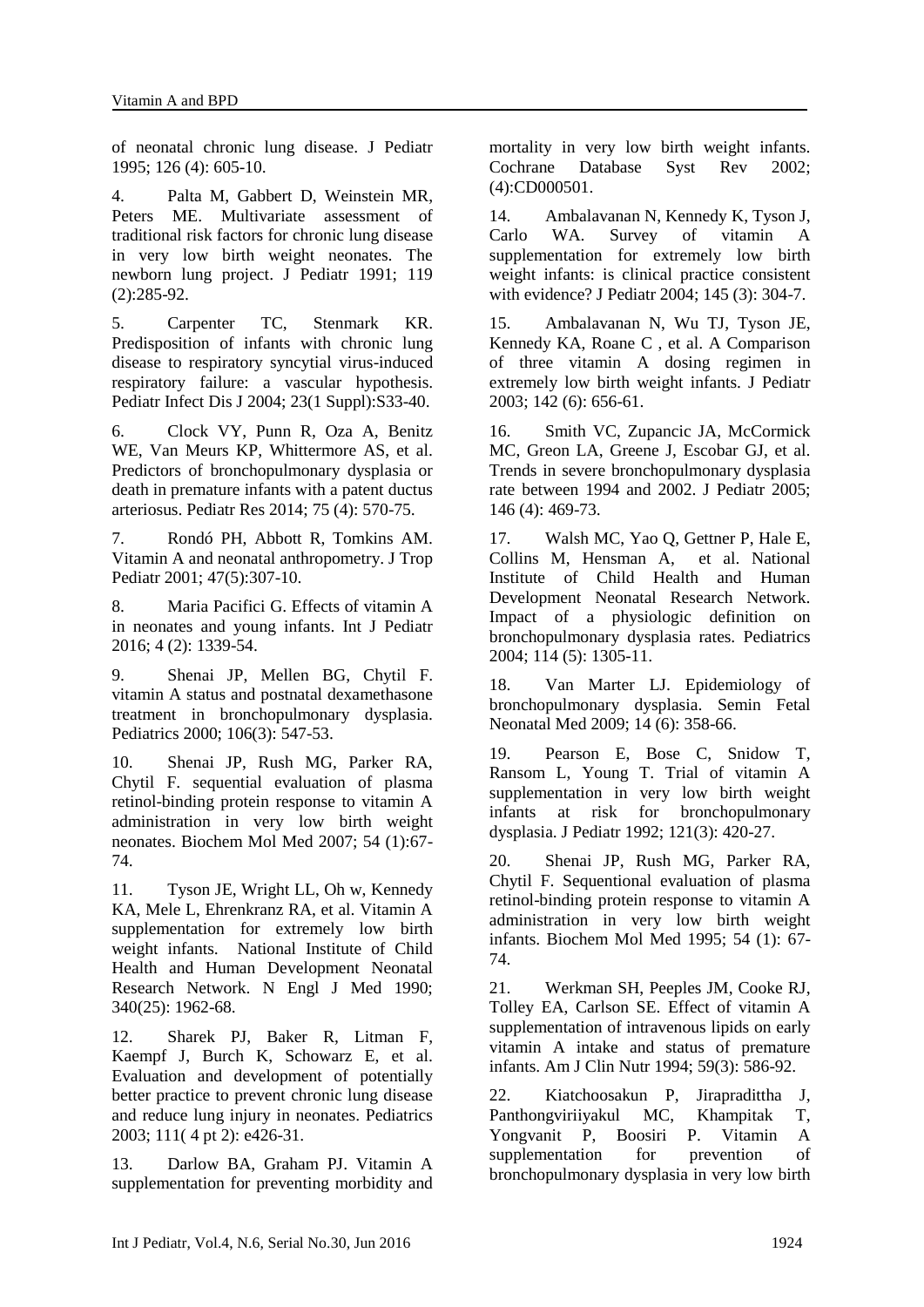of neonatal chronic lung disease. J Pediatr 1995; 126 (4): 605-10.

4. Palta M, Gabbert D, Weinstein MR, Peters ME. Multivariate assessment of traditional risk factors for chronic lung disease in very low birth weight neonates. The newborn lung project. J Pediatr 1991; 119 (2):285-92.

5. Carpenter TC, Stenmark KR. Predisposition of infants with chronic lung disease to respiratory syncytial virus-induced respiratory failure: a vascular hypothesis. Pediatr Infect Dis J 2004; 23(1 Suppl):S33-40.

6. Clock VY, Punn R, Oza A, Benitz WE, Van Meurs KP, Whittermore AS, et al. Predictors of bronchopulmonary dysplasia or death in premature infants with a patent ductus arteriosus. Pediatr Res 2014; 75 (4): 570-75.

7. Rondó PH, Abbott R, Tomkins AM. Vitamin A and neonatal anthropometry. J Trop Pediatr 2001; 47(5):307-10.

8. Maria Pacifici G. Effects of vitamin A in neonates and young infants. Int J Pediatr 2016; 4 (2): 1339-54.

9. Shenai JP, Mellen BG, Chytil F. vitamin A status and postnatal dexamethasone treatment in bronchopulmonary dysplasia. Pediatrics 2000; 106(3): 547-53.

10. Shenai JP, Rush MG, Parker RA, Chytil F. sequential evaluation of plasma retinol-binding protein response to vitamin A administration in very low birth weight neonates. Biochem Mol Med 2007; 54 (1):67-74.

11. Tyson JE, Wright LL, Oh w, Kennedy KA, Mele L, Ehrenkranz RA, et al. Vitamin A supplementation for extremely low birth weight infants. National Institute of Child Health and Human Development Neonatal Research Network. N Engl J Med 1990; 340(25): 1962-68.

12. Sharek PJ, Baker R, Litman F, Kaempf J, Burch K, Schowarz E, et al. Evaluation and development of potentially better practice to prevent chronic lung disease and reduce lung injury in neonates. Pediatrics 2003; 111( 4 pt 2): e426-31.

13. Darlow BA, Graham PJ. Vitamin A supplementation for preventing morbidity and mortality in very low birth weight infants. Cochrane Database Syst Rev 2002; (4):CD000501.

14. Ambalavanan N, Kennedy K, Tyson J, Carlo WA. Survey of vitamin A supplementation for extremely low birth weight infants: is clinical practice consistent with evidence? J Pediatr 2004; 145 (3): 304-7.

15. Ambalavanan N, Wu TJ, Tyson JE, Kennedy KA, Roane C , et al. A Comparison of three vitamin A dosing regimen in extremely low birth weight infants. J Pediatr 2003; 142 (6): 656-61.

16. Smith VC, Zupancic JA, McCormick MC, Greon LA, Greene J, Escobar GJ, et al. Trends in severe bronchopulmonary dysplasia rate between 1994 and 2002. J Pediatr 2005; 146 (4): 469-73.

17. Walsh MC, Yao Q, Gettner P, Hale E, Collins M, Hensman A, et al. National Institute of Child Health and Human Development Neonatal Research Network. Impact of a physiologic definition on bronchopulmonary dysplasia rates. Pediatrics 2004; 114 (5): 1305-11.

18. Van Marter LJ. Epidemiology of bronchopulmonary dysplasia. Semin Fetal Neonatal Med 2009; 14 (6): 358-66.

19. Pearson E, Bose C, Snidow T, Ransom L, Young T. Trial of vitamin A supplementation in very low birth weight infants at risk for bronchopulmonary dysplasia. J Pediatr 1992; 121(3): 420-27.

20. Shenai JP, Rush MG, Parker RA, Chytil F. Sequentional evaluation of plasma retinol-binding protein response to vitamin A administration in very low birth weight infants. Biochem Mol Med 1995; 54 (1): 67-74.

21. Werkman SH, Peeples JM, Cooke RJ, Tolley EA, Carlson SE. Effect of vitamin A supplementation of intravenous lipids on early vitamin A intake and status of premature infants. Am J Clin Nutr 1994; 59(3): 586-92.

22. Kiatchoosakun P, Jirapradittha J, Panthongviriiyakul MC, Khampitak T, Yongvanit P, Boosiri P. Vitamin A supplementation for prevention of bronchopulmonary dysplasia in very low birth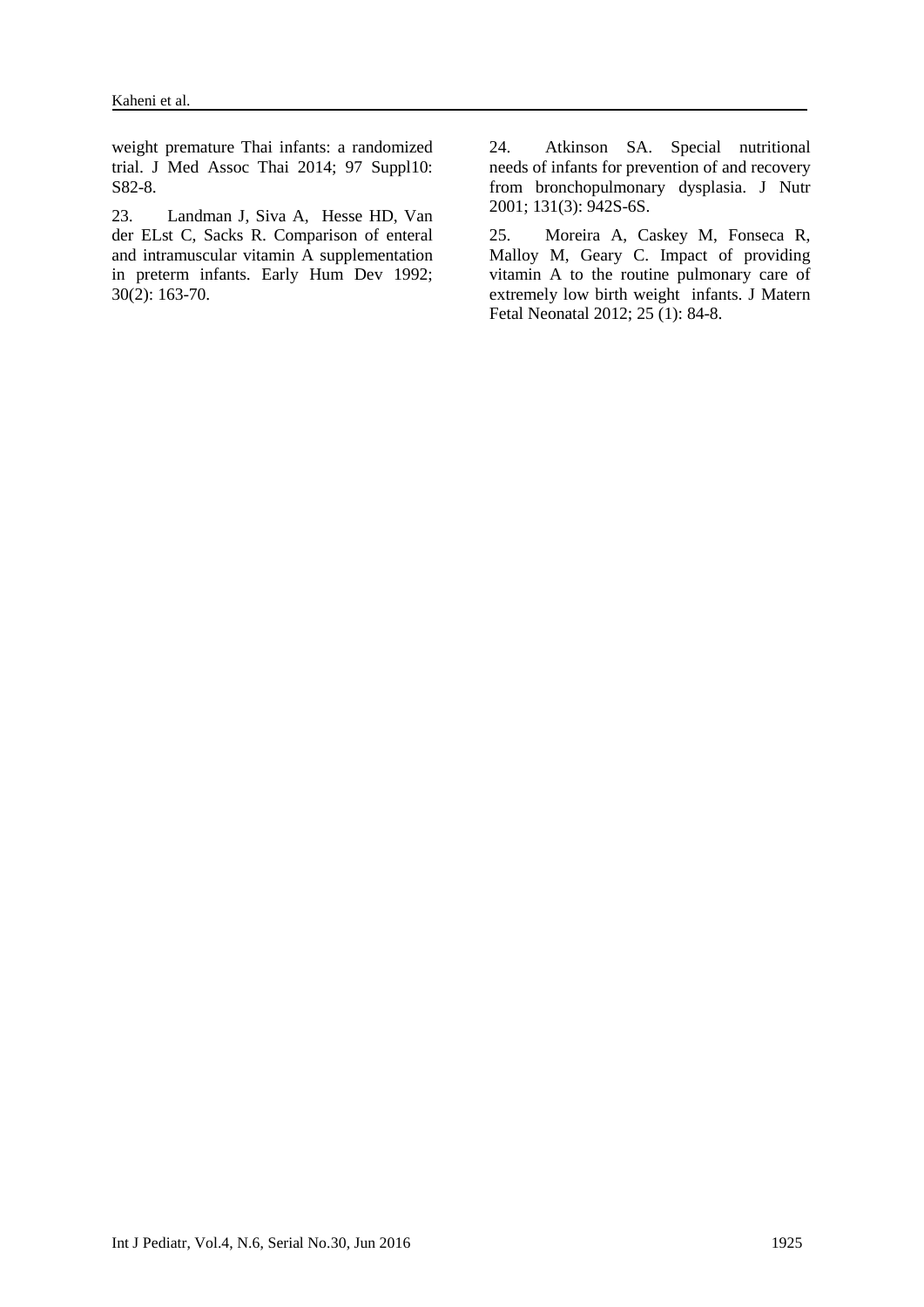weight premature Thai infants: a randomized trial. J Med Assoc Thai 2014; 97 Suppl10: S82-8.

23. Landman J, Siva A, Hesse HD, Van der ELst C, Sacks R. Comparison of enteral and intramuscular vitamin A supplementation in preterm infants. Early Hum Dev 1992; 30(2): 163-70.

24. Atkinson SA. Special nutritional needs of infants for prevention of and recovery from bronchopulmonary dysplasia. J Nutr 2001; 131(3): 942S-6S.

25. Moreira A, Caskey M, Fonseca R, Malloy M, Geary C. Impact of providing vitamin A to the routine pulmonary care of extremely low birth weight infants. J Matern Fetal Neonatal 2012; 25 (1): 84-8.